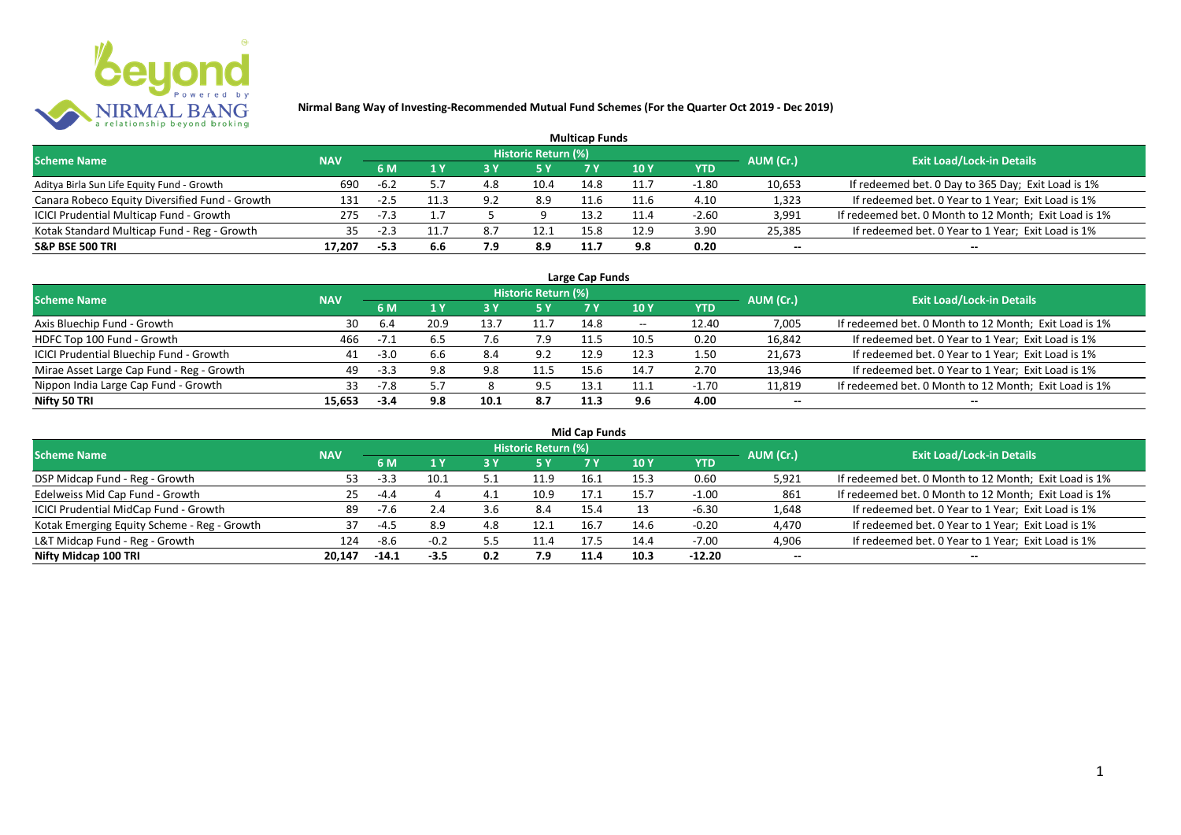# Nirmal Bang Way of Investing-Recommended Mutual Fund Schemes (For the Quarter Oct 2019 - Dec 2019)

## Multicap Funds

| Scheme Name | NAV | Historic Return (%) | | | | | | | AUM (Cr.) | Exit Load/Lock-in Details |
|---|---|---|---|---|---|---|---|---|---|---|
| | | 6 M | 1 Y | 3 Y | 5 Y | 7 Y | 10 Y | YTD | | |
| Aditya Birla Sun Life Equity Fund - Growth | 690 | -6.2 | 5.7 | 4.8 | 10.4 | 14.8 | 11.7 | -1.80 | 10,653 | If redeemed bet. 0 Day to 365 Day; Exit Load is 1% |
| Canara Robeco Equity Diversified Fund - Growth | 131 | -2.5 | 11.3 | 9.2 | 8.9 | 11.6 | 11.6 | 4.10 | 1,323 | If redeemed bet. 0 Year to 1 Year; Exit Load is 1% |
| ICICI Prudential Multicap Fund - Growth | 275 | -7.3 | 1.7 | 5 | 9 | 13.2 | 11.4 | -2.60 | 3,991 | If redeemed bet. 0 Month to 12 Month; Exit Load is 1% |
| Kotak Standard Multicap Fund - Reg - Growth | 35 | -2.3 | 11.7 | 8.7 | 12.1 | 15.8 | 12.9 | 3.90 | 25,385 | If redeemed bet. 0 Year to 1 Year; Exit Load is 1% |
| **S&P BSE 500 TRI** | **17,207** | **-5.3** | **6.6** | **7.9** | **8.9** | **11.7** | **9.8** | **0.20** | -- | -- |

## Large Cap Funds

| Scheme Name | NAV | Historic Return (%) | | | | | | | AUM (Cr.) | Exit Load/Lock-in Details |
|---|---|---|---|---|---|---|---|---|---|---|
| | | 6 M | 1 Y | 3 Y | 5 Y | 7 Y | 10 Y | YTD | | |
| Axis Bluechip Fund - Growth | 30 | 6.4 | 20.9 | 13.7 | 11.7 | 14.8 | -- | 12.40 | 7,005 | If redeemed bet. 0 Month to 12 Month; Exit Load is 1% |
| HDFC Top 100 Fund - Growth | 466 | -7.1 | 6.5 | 7.6 | 7.9 | 11.5 | 10.5 | 0.20 | 16,842 | If redeemed bet. 0 Year to 1 Year; Exit Load is 1% |
| ICICI Prudential Bluechip Fund - Growth | 41 | -3.0 | 6.6 | 8.4 | 9.2 | 12.9 | 12.3 | 1.50 | 21,673 | If redeemed bet. 0 Year to 1 Year; Exit Load is 1% |
| Mirae Asset Large Cap Fund - Reg - Growth | 49 | -3.3 | 9.8 | 9.8 | 11.5 | 15.6 | 14.7 | 2.70 | 13,946 | If redeemed bet. 0 Year to 1 Year; Exit Load is 1% |
| Nippon India Large Cap Fund - Growth | 33 | -7.8 | 5.7 | 8 | 9.5 | 13.1 | 11.1 | -1.70 | 11,819 | If redeemed bet. 0 Month to 12 Month; Exit Load is 1% |
| **Nifty 50 TRI** | **15,653** | **-3.4** | **9.8** | **10.1** | **8.7** | **11.3** | **9.6** | **4.00** | -- | -- |

## Mid Cap Funds

| Scheme Name | NAV | Historic Return (%) | | | | | | | AUM (Cr.) | Exit Load/Lock-in Details |
|---|---|---|---|---|---|---|---|---|---|---|
| | | 6 M | 1 Y | 3 Y | 5 Y | 7 Y | 10 Y | YTD | | |
| DSP Midcap Fund - Reg - Growth | 53 | -3.3 | 10.1 | 5.1 | 11.9 | 16.1 | 15.3 | 0.60 | 5,921 | If redeemed bet. 0 Month to 12 Month; Exit Load is 1% |
| Edelweiss Mid Cap Fund - Growth | 25 | -4.4 | 4 | 4.1 | 10.9 | 17.1 | 15.7 | -1.00 | 861 | If redeemed bet. 0 Month to 12 Month; Exit Load is 1% |
| ICICI Prudential MidCap Fund - Growth | 89 | -7.6 | 2.4 | 3.6 | 8.4 | 15.4 | 13 | -6.30 | 1,648 | If redeemed bet. 0 Year to 1 Year; Exit Load is 1% |
| Kotak Emerging Equity Scheme - Reg - Growth | 37 | -4.5 | 8.9 | 4.8 | 12.1 | 16.7 | 14.6 | -0.20 | 4,470 | If redeemed bet. 0 Year to 1 Year; Exit Load is 1% |
| L&T Midcap Fund - Reg - Growth | 124 | -8.6 | -0.2 | 5.5 | 11.4 | 17.5 | 14.4 | -7.00 | 4,906 | If redeemed bet. 0 Year to 1 Year; Exit Load is 1% |
| **Nifty Midcap 100 TRI** | **20,147** | **-14.1** | **-3.5** | **0.2** | **7.9** | **11.4** | **10.3** | **-12.20** | -- | -- |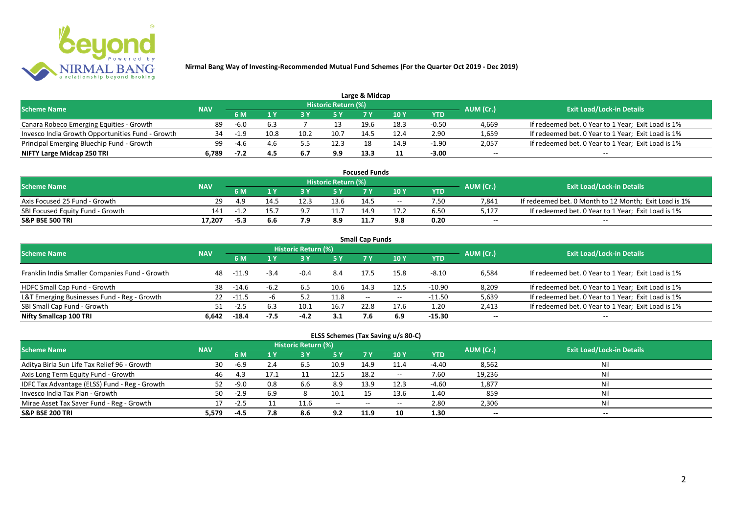**Nirmal Bang Way of Investing-Recommended Mutual Fund Schemes (For the Quarter Oct 2019 - Dec 2019)**

## Large & Midcap

| Scheme Name | NAV | Historic Return (%) | | | | | | | AUM (Cr.) | Exit Load/Lock-in Details |
|---|---|---|---|---|---|---|---|---|---|---|
| | | 6 M | 1 Y | 3 Y | 5 Y | 7 Y | 10 Y | YTD | | |
| Canara Robeco Emerging Equities - Growth | 89 | -6.0 | 6.3 | 7 | 13 | 19.6 | 18.3 | -0.50 | 4,669 | If redeemed bet. 0 Year to 1 Year; Exit Load is 1% |
| Invesco India Growth Opportunities Fund - Growth | 34 | -1.9 | 10.8 | 10.2 | 10.7 | 14.5 | 12.4 | 2.90 | 1,659 | If redeemed bet. 0 Year to 1 Year; Exit Load is 1% |
| Principal Emerging Bluechip Fund - Growth | 99 | -4.6 | 4.6 | 5.5 | 12.3 | 18 | 14.9 | -1.90 | 2,057 | If redeemed bet. 0 Year to 1 Year; Exit Load is 1% |
| **NIFTY Large Midcap 250 TRI** | **6,789** | **-7.2** | **4.5** | **6.7** | **9.9** | **13.3** | **11** | **-3.00** | **--** | **--** |

## Focused Funds

| Scheme Name | NAV | Historic Return (%) | | | | | | | AUM (Cr.) | Exit Load/Lock-in Details |
|---|---|---|---|---|---|---|---|---|---|---|
| | | 6 M | 1 Y | 3 Y | 5 Y | 7 Y | 10 Y | YTD | | |
| Axis Focused 25 Fund - Growth | 29 | 4.9 | 14.5 | 12.3 | 13.6 | 14.5 | -- | 7.50 | 7,841 | If redeemed bet. 0 Month to 12 Month; Exit Load is 1% |
| SBI Focused Equity Fund - Growth | 141 | -1.2 | 15.7 | 9.7 | 11.7 | 14.9 | 17.2 | 6.50 | 5,127 | If redeemed bet. 0 Year to 1 Year; Exit Load is 1% |
| **S&P BSE 500 TRI** | **17,207** | **-5.3** | **6.6** | **7.9** | **8.9** | **11.7** | **9.8** | **0.20** | **--** | **--** |

## Small Cap Funds

| Scheme Name | NAV | Historic Return (%) | | | | | | | AUM (Cr.) | Exit Load/Lock-in Details |
|---|---|---|---|---|---|---|---|---|---|---|
| | | 6 M | 1 Y | 3 Y | 5 Y | 7 Y | 10 Y | YTD | | |
| Franklin India Smaller Companies Fund - Growth | 48 | -11.9 | -3.4 | -0.4 | 8.4 | 17.5 | 15.8 | -8.10 | 6,584 | If redeemed bet. 0 Year to 1 Year; Exit Load is 1% |
| HDFC Small Cap Fund - Growth | 38 | -14.6 | -6.2 | 6.5 | 10.6 | 14.3 | 12.5 | -10.90 | 8,209 | If redeemed bet. 0 Year to 1 Year; Exit Load is 1% |
| L&T Emerging Businesses Fund - Reg - Growth | 22 | -11.5 | -6 | 5.2 | 11.8 | -- | -- | -11.50 | 5,639 | If redeemed bet. 0 Year to 1 Year; Exit Load is 1% |
| SBI Small Cap Fund - Growth | 51 | -2.5 | 6.3 | 10.1 | 16.7 | 22.8 | 17.6 | 1.20 | 2,413 | If redeemed bet. 0 Year to 1 Year; Exit Load is 1% |
| **Nifty Smallcap 100 TRI** | **6,642** | **-18.4** | **-7.5** | **-4.2** | **3.1** | **7.6** | **6.9** | **-15.30** | **--** | **--** |

## ELSS Schemes (Tax Saving u/s 80-C)

| Scheme Name | NAV | Historic Return (%) | | | | | | | AUM (Cr.) | Exit Load/Lock-in Details |
|---|---|---|---|---|---|---|---|---|---|---|
| | | 6 M | 1 Y | 3 Y | 5 Y | 7 Y | 10 Y | YTD | | |
| Aditya Birla Sun Life Tax Relief 96 - Growth | 30 | -6.9 | 2.4 | 6.5 | 10.9 | 14.9 | 11.4 | -4.40 | 8,562 | Nil |
| Axis Long Term Equity Fund - Growth | 46 | 4.3 | 17.1 | 11 | 12.5 | 18.2 | -- | 7.60 | 19,236 | Nil |
| IDFC Tax Advantage (ELSS) Fund - Reg - Growth | 52 | -9.0 | 0.8 | 6.6 | 8.9 | 13.9 | 12.3 | -4.60 | 1,877 | Nil |
| Invesco India Tax Plan - Growth | 50 | -2.9 | 6.9 | 8 | 10.1 | 15 | 13.6 | 1.40 | 859 | Nil |
| Mirae Asset Tax Saver Fund - Reg - Growth | 17 | -2.5 | 11 | 11.6 | -- | -- | -- | 2.80 | 2,306 | Nil |
| **S&P BSE 200 TRI** | **5,579** | **-4.5** | **7.8** | **8.6** | **9.2** | **11.9** | **10** | **1.30** | **--** | **--** |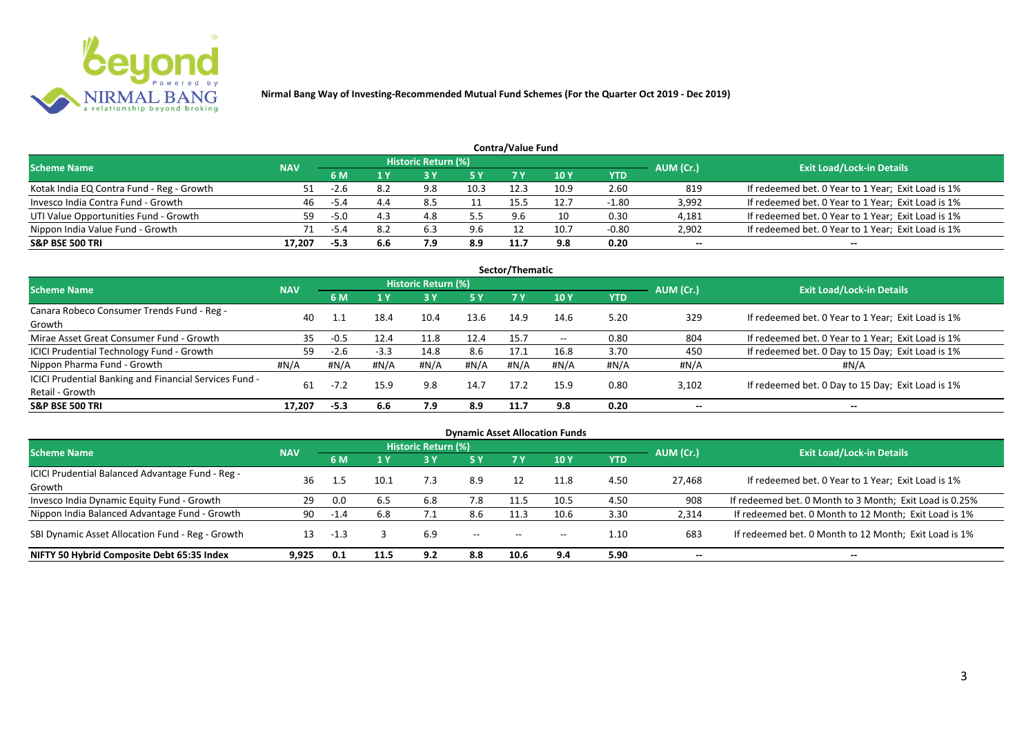Nirmal Bang Way of Investing-Recommended Mutual Fund Schemes (For the Quarter Oct 2019 - Dec 2019)

## Contra/Value Fund

| Scheme Name | NAV | Historic Return (%) | | | | | | | AUM (Cr.) | Exit Load/Lock-in Details |
|---|---|---|---|---|---|---|---|---|---|---|
| | | 6 M | 1 Y | 3 Y | 5 Y | 7 Y | 10 Y | YTD | | |
| Kotak India EQ Contra Fund - Reg - Growth | 51 | -2.6 | 8.2 | 9.8 | 10.3 | 12.3 | 10.9 | 2.60 | 819 | If redeemed bet. 0 Year to 1 Year; Exit Load is 1% |
| Invesco India Contra Fund - Growth | 46 | -5.4 | 4.4 | 8.5 | 11 | 15.5 | 12.7 | -1.80 | 3,992 | If redeemed bet. 0 Year to 1 Year; Exit Load is 1% |
| UTI Value Opportunities Fund - Growth | 59 | -5.0 | 4.3 | 4.8 | 5.5 | 9.6 | 10 | 0.30 | 4,181 | If redeemed bet. 0 Year to 1 Year; Exit Load is 1% |
| Nippon India Value Fund - Growth | 71 | -5.4 | 8.2 | 6.3 | 9.6 | 12 | 10.7 | -0.80 | 2,902 | If redeemed bet. 0 Year to 1 Year; Exit Load is 1% |
| **S&P BSE 500 TRI** | **17,207** | **-5.3** | **6.6** | **7.9** | **8.9** | **11.7** | **9.8** | **0.20** | -- | -- |

## Sector/Thematic

| Scheme Name | NAV | Historic Return (%) | | | | | | | AUM (Cr.) | Exit Load/Lock-in Details |
|---|---|---|---|---|---|---|---|---|---|---|
| | | 6 M | 1 Y | 3 Y | 5 Y | 7 Y | 10 Y | YTD | | |
| Canara Robeco Consumer Trends Fund - Reg - Growth | 40 | 1.1 | 18.4 | 10.4 | 13.6 | 14.9 | 14.6 | 5.20 | 329 | If redeemed bet. 0 Year to 1 Year; Exit Load is 1% |
| Mirae Asset Great Consumer Fund - Growth | 35 | -0.5 | 12.4 | 11.8 | 12.4 | 15.7 | -- | 0.80 | 804 | If redeemed bet. 0 Year to 1 Year; Exit Load is 1% |
| ICICI Prudential Technology Fund - Growth | 59 | -2.6 | -3.3 | 14.8 | 8.6 | 17.1 | 16.8 | 3.70 | 450 | If redeemed bet. 0 Day to 15 Day; Exit Load is 1% |
| Nippon Pharma Fund - Growth | #N/A | #N/A | #N/A | #N/A | #N/A | #N/A | #N/A | #N/A | #N/A | #N/A |
| ICICI Prudential Banking and Financial Services Fund - Retail - Growth | 61 | -7.2 | 15.9 | 9.8 | 14.7 | 17.2 | 15.9 | 0.80 | 3,102 | If redeemed bet. 0 Day to 15 Day; Exit Load is 1% |
| **S&P BSE 500 TRI** | **17,207** | **-5.3** | **6.6** | **7.9** | **8.9** | **11.7** | **9.8** | **0.20** | -- | -- |

## Dynamic Asset Allocation Funds

| Scheme Name | NAV | Historic Return (%) | | | | | | | AUM (Cr.) | Exit Load/Lock-in Details |
|---|---|---|---|---|---|---|---|---|---|---|
| | | 6 M | 1 Y | 3 Y | 5 Y | 7 Y | 10 Y | YTD | | |
| ICICI Prudential Balanced Advantage Fund - Reg - Growth | 36 | 1.5 | 10.1 | 7.3 | 8.9 | 12 | 11.8 | 4.50 | 27,468 | If redeemed bet. 0 Year to 1 Year; Exit Load is 1% |
| Invesco India Dynamic Equity Fund - Growth | 29 | 0.0 | 6.5 | 6.8 | 7.8 | 11.5 | 10.5 | 4.50 | 908 | If redeemed bet. 0 Month to 3 Month; Exit Load is 0.25% |
| Nippon India Balanced Advantage Fund - Growth | 90 | -1.4 | 6.8 | 7.1 | 8.6 | 11.3 | 10.6 | 3.30 | 2,314 | If redeemed bet. 0 Month to 12 Month; Exit Load is 1% |
| SBI Dynamic Asset Allocation Fund - Reg - Growth | 13 | -1.3 | 3 | 6.9 | -- | -- | -- | 1.10 | 683 | If redeemed bet. 0 Month to 12 Month; Exit Load is 1% |
| **NIFTY 50 Hybrid Composite Debt 65:35 Index** | **9,925** | **0.1** | **11.5** | **9.2** | **8.8** | **10.6** | **9.4** | **5.90** | -- | -- |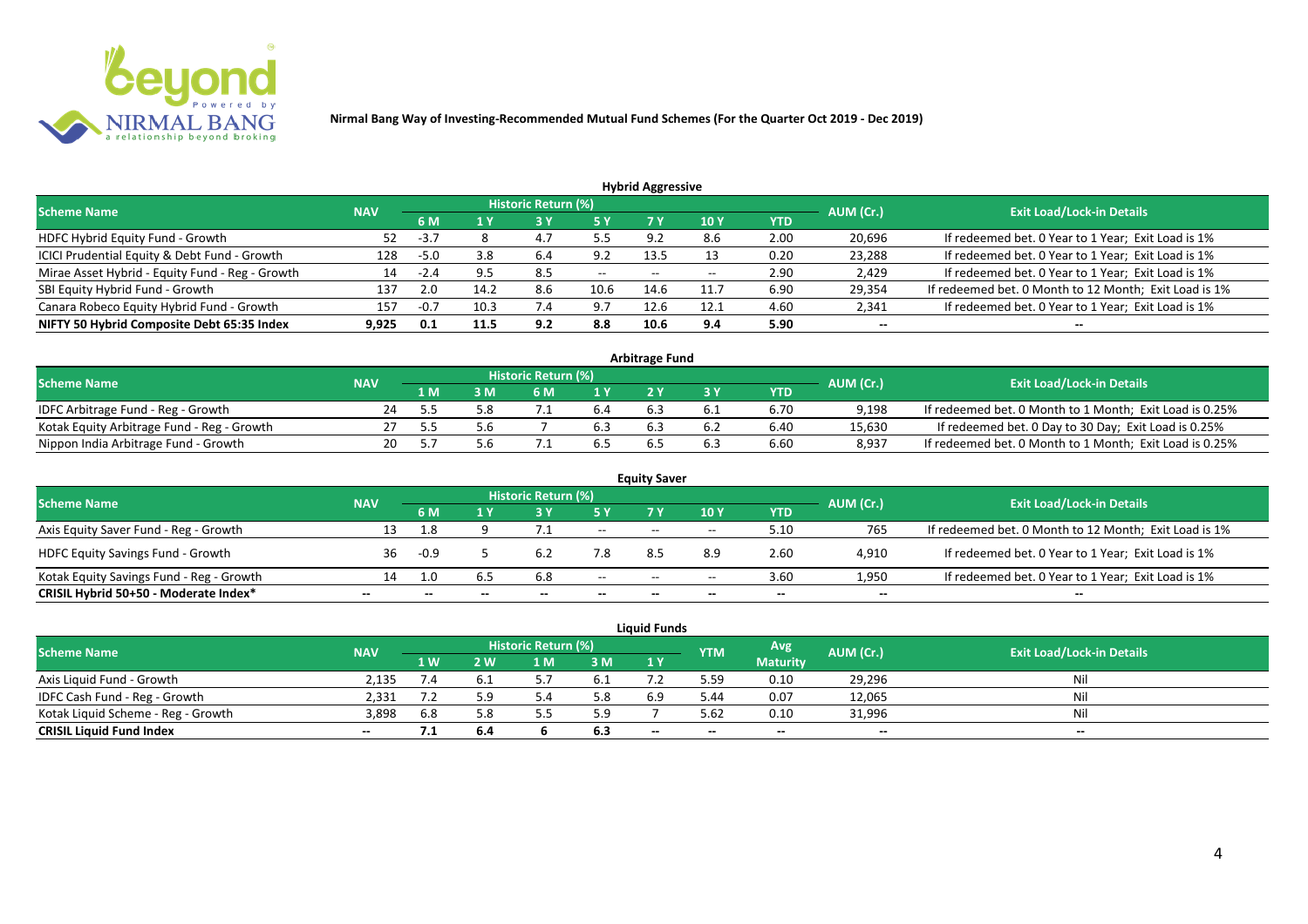**Nirmal Bang Way of Investing-Recommended Mutual Fund Schemes (For the Quarter Oct 2019 - Dec 2019)**

### Hybrid Aggressive

| Scheme Name | NAV | Historic Return (%) | | | | | | | AUM (Cr.) | Exit Load/Lock-in Details |
|---|---|---|---|---|---|---|---|---|---|---|
| | | 6 M | 1 Y | 3 Y | 5 Y | 7 Y | 10 Y | YTD | | |
| HDFC Hybrid Equity Fund - Growth | 52 | -3.7 | 8 | 4.7 | 5.5 | 9.2 | 8.6 | 2.00 | 20,696 | If redeemed bet. 0 Year to 1 Year; Exit Load is 1% |
| ICICI Prudential Equity & Debt Fund - Growth | 128 | -5.0 | 3.8 | 6.4 | 9.2 | 13.5 | 13 | 0.20 | 23,288 | If redeemed bet. 0 Year to 1 Year; Exit Load is 1% |
| Mirae Asset Hybrid - Equity Fund - Reg - Growth | 14 | -2.4 | 9.5 | 8.5 | -- | -- | -- | 2.90 | 2,429 | If redeemed bet. 0 Year to 1 Year; Exit Load is 1% |
| SBI Equity Hybrid Fund - Growth | 137 | 2.0 | 14.2 | 8.6 | 10.6 | 14.6 | 11.7 | 6.90 | 29,354 | If redeemed bet. 0 Month to 12 Month; Exit Load is 1% |
| Canara Robeco Equity Hybrid Fund - Growth | 157 | -0.7 | 10.3 | 7.4 | 9.7 | 12.6 | 12.1 | 4.60 | 2,341 | If redeemed bet. 0 Year to 1 Year; Exit Load is 1% |
| **NIFTY 50 Hybrid Composite Debt 65:35 Index** | **9,925** | **0.1** | **11.5** | **9.2** | **8.8** | **10.6** | **9.4** | **5.90** | **--** | **--** |

### Arbitrage Fund

| Scheme Name | NAV | Historic Return (%) | | | | | | | AUM (Cr.) | Exit Load/Lock-in Details |
|---|---|---|---|---|---|---|---|---|---|---|
| | | 1 M | 3 M | 6 M | 1 Y | 2 Y | 3 Y | YTD | | |
| IDFC Arbitrage Fund - Reg - Growth | 24 | 5.5 | 5.8 | 7.1 | 6.4 | 6.3 | 6.1 | 6.70 | 9,198 | If redeemed bet. 0 Month to 1 Month; Exit Load is 0.25% |
| Kotak Equity Arbitrage Fund - Reg - Growth | 27 | 5.5 | 5.6 | 7 | 6.3 | 6.3 | 6.2 | 6.40 | 15,630 | If redeemed bet. 0 Day to 30 Day; Exit Load is 0.25% |
| Nippon India Arbitrage Fund - Growth | 20 | 5.7 | 5.6 | 7.1 | 6.5 | 6.5 | 6.3 | 6.60 | 8,937 | If redeemed bet. 0 Month to 1 Month; Exit Load is 0.25% |

### Equity Saver

| Scheme Name | NAV | Historic Return (%) | | | | | | | AUM (Cr.) | Exit Load/Lock-in Details |
|---|---|---|---|---|---|---|---|---|---|---|
| | | 6 M | 1 Y | 3 Y | 5 Y | 7 Y | 10 Y | YTD | | |
| Axis Equity Saver Fund - Reg - Growth | 13 | 1.8 | 9 | 7.1 | -- | -- | -- | 5.10 | 765 | If redeemed bet. 0 Month to 12 Month; Exit Load is 1% |
| HDFC Equity Savings Fund - Growth | 36 | -0.9 | 5 | 6.2 | 7.8 | 8.5 | 8.9 | 2.60 | 4,910 | If redeemed bet. 0 Year to 1 Year; Exit Load is 1% |
| Kotak Equity Savings Fund - Reg - Growth | 14 | 1.0 | 6.5 | 6.8 | -- | -- | -- | 3.60 | 1,950 | If redeemed bet. 0 Year to 1 Year; Exit Load is 1% |
| **CRISIL Hybrid 50+50 - Moderate Index*** | **--** | **--** | **--** | **--** | **--** | **--** | **--** | **--** | **--** | **--** |

### Liquid Funds

| Scheme Name | NAV | Historic Return (%) | | | | | YTM | Avg Maturity | AUM (Cr.) | Exit Load/Lock-in Details |
|---|---|---|---|---|---|---|---|---|---|---|
| | | 1 W | 2 W | 1 M | 3 M | 1 Y | | | | |
| Axis Liquid Fund - Growth | 2,135 | 7.4 | 6.1 | 5.7 | 6.1 | 7.2 | 5.59 | 0.10 | 29,296 | Nil |
| IDFC Cash Fund - Reg - Growth | 2,331 | 7.2 | 5.9 | 5.4 | 5.8 | 6.9 | 5.44 | 0.07 | 12,065 | Nil |
| Kotak Liquid Scheme - Reg - Growth | 3,898 | 6.8 | 5.8 | 5.5 | 5.9 | 7 | 5.62 | 0.10 | 31,996 | Nil |
| **CRISIL Liquid Fund Index** | **--** | **7.1** | **6.4** | **6** | **6.3** | **--** | **--** | **--** | **--** | **--** |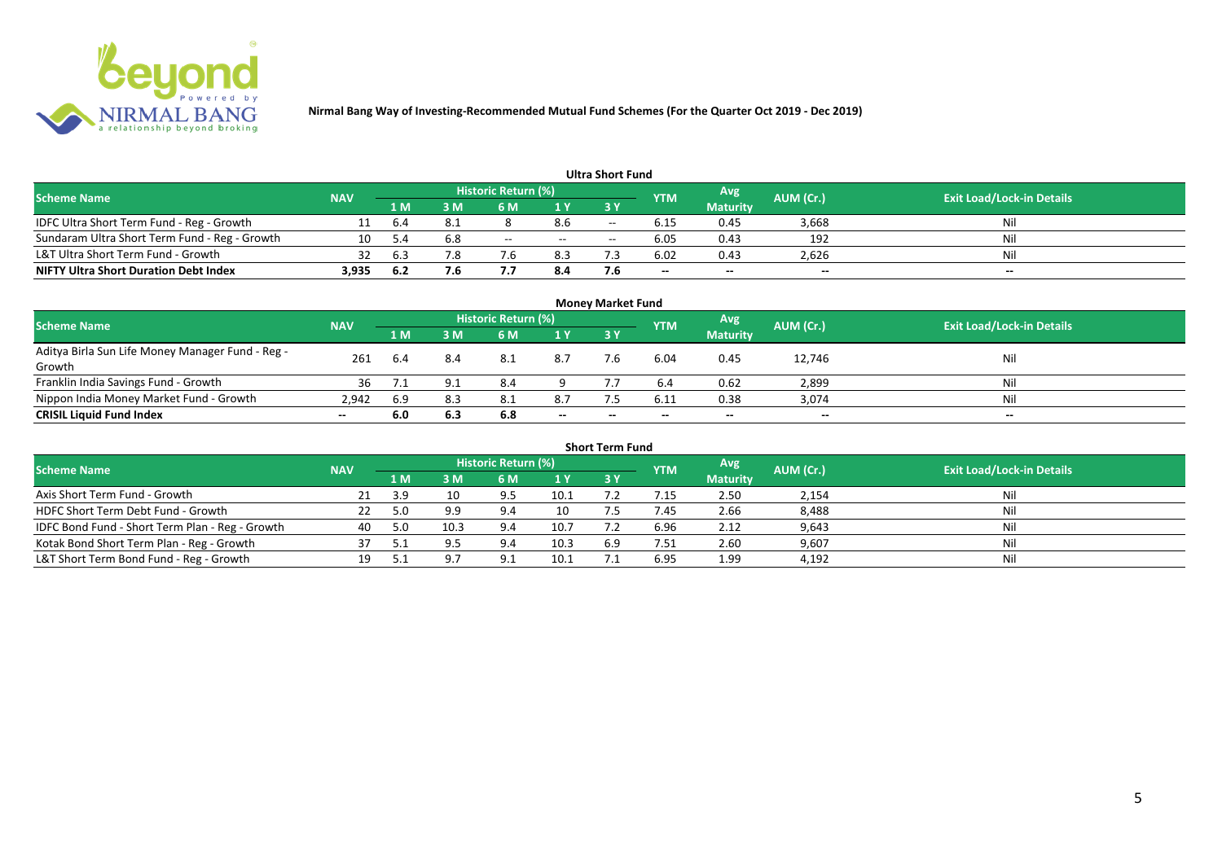**Nirmal Bang Way of Investing-Recommended Mutual Fund Schemes (For the Quarter Oct 2019 - Dec 2019)**

## Ultra Short Fund

| Scheme Name | NAV | Historic Return (%) | | | | | YTM | Avg Maturity | AUM (Cr.) | Exit Load/Lock-in Details |
|---|---|---|---|---|---|---|---|---|---|---|
| | | 1 M | 3 M | 6 M | 1 Y | 3 Y | | | | |
| IDFC Ultra Short Term Fund - Reg - Growth | 11 | 6.4 | 8.1 | 8 | 8.6 | -- | 6.15 | 0.45 | 3,668 | Nil |
| Sundaram Ultra Short Term Fund - Reg - Growth | 10 | 5.4 | 6.8 | -- | -- | -- | 6.05 | 0.43 | 192 | Nil |
| L&T Ultra Short Term Fund - Growth | 32 | 6.3 | 7.8 | 7.6 | 8.3 | 7.3 | 6.02 | 0.43 | 2,626 | Nil |
| **NIFTY Ultra Short Duration Debt Index** | **3,935** | **6.2** | **7.6** | **7.7** | **8.4** | **7.6** | **--** | **--** | **--** | **--** |

## Money Market Fund

| Scheme Name | NAV | Historic Return (%) | | | | | YTM | Avg Maturity | AUM (Cr.) | Exit Load/Lock-in Details |
|---|---|---|---|---|---|---|---|---|---|---|
| | | 1 M | 3 M | 6 M | 1 Y | 3 Y | | | | |
| Aditya Birla Sun Life Money Manager Fund - Reg - Growth | 261 | 6.4 | 8.4 | 8.1 | 8.7 | 7.6 | 6.04 | 0.45 | 12,746 | Nil |
| Franklin India Savings Fund - Growth | 36 | 7.1 | 9.1 | 8.4 | 9 | 7.7 | 6.4 | 0.62 | 2,899 | Nil |
| Nippon India Money Market Fund - Growth | 2,942 | 6.9 | 8.3 | 8.1 | 8.7 | 7.5 | 6.11 | 0.38 | 3,074 | Nil |
| **CRISIL Liquid Fund Index** | **--** | **6.0** | **6.3** | **6.8** | **--** | **--** | **--** | **--** | **--** | **--** |

## Short Term Fund

| Scheme Name | NAV | Historic Return (%) | | | | | YTM | Avg Maturity | AUM (Cr.) | Exit Load/Lock-in Details |
|---|---|---|---|---|---|---|---|---|---|---|
| | | 1 M | 3 M | 6 M | 1 Y | 3 Y | | | | |
| Axis Short Term Fund - Growth | 21 | 3.9 | 10 | 9.5 | 10.1 | 7.2 | 7.15 | 2.50 | 2,154 | Nil |
| HDFC Short Term Debt Fund - Growth | 22 | 5.0 | 9.9 | 9.4 | 10 | 7.5 | 7.45 | 2.66 | 8,488 | Nil |
| IDFC Bond Fund - Short Term Plan - Reg - Growth | 40 | 5.0 | 10.3 | 9.4 | 10.7 | 7.2 | 6.96 | 2.12 | 9,643 | Nil |
| Kotak Bond Short Term Plan - Reg - Growth | 37 | 5.1 | 9.5 | 9.4 | 10.3 | 6.9 | 7.51 | 2.60 | 9,607 | Nil |
| L&T Short Term Bond Fund - Reg - Growth | 19 | 5.1 | 9.7 | 9.1 | 10.1 | 7.1 | 6.95 | 1.99 | 4,192 | Nil |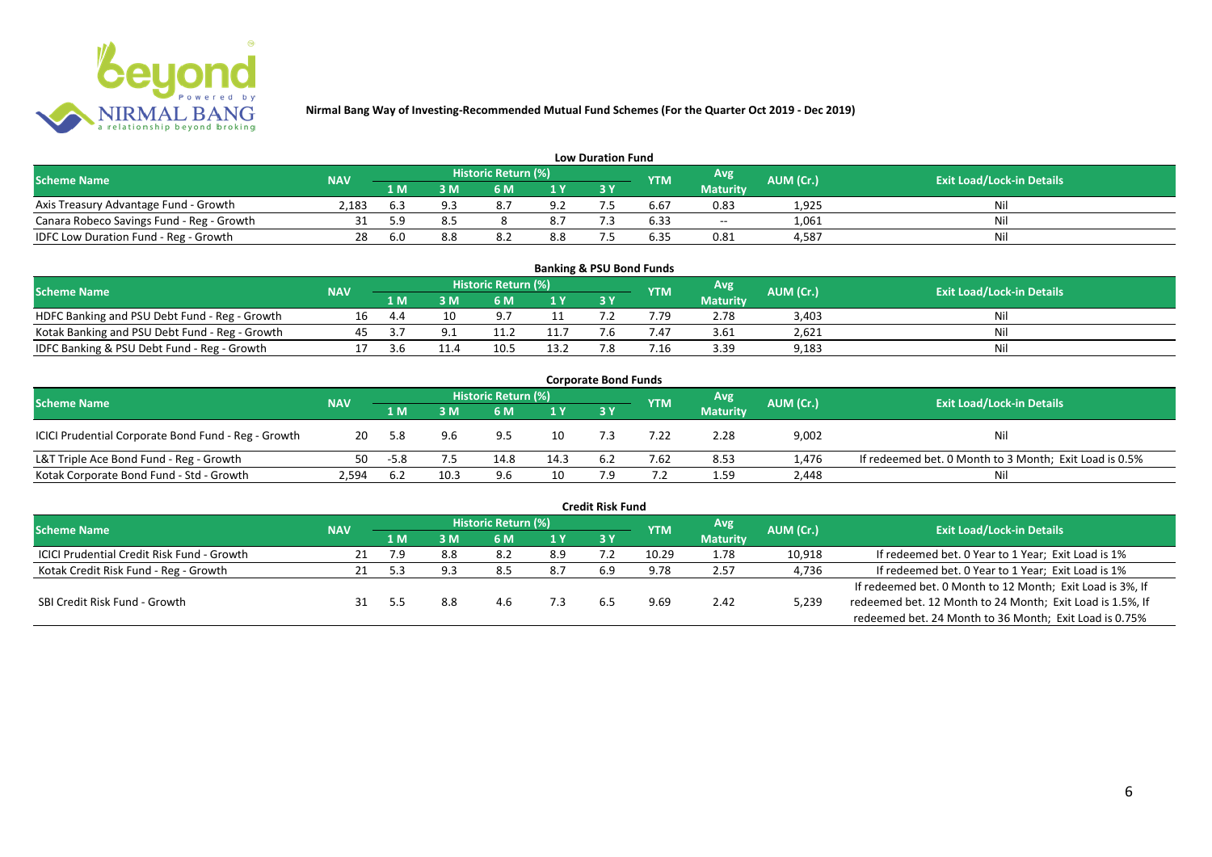**Nirmal Bang Way of Investing-Recommended Mutual Fund Schemes (For the Quarter Oct 2019 - Dec 2019)**

## Low Duration Fund

| Scheme Name | NAV | Historic Return (%) | | | | | YTM | Avg Maturity | AUM (Cr.) | Exit Load/Lock-in Details |
|---|---|---|---|---|---|---|---|---|---|---|
| | | 1 M | 3 M | 6 M | 1 Y | 3 Y | | | | |
| Axis Treasury Advantage Fund - Growth | 2,183 | 6.3 | 9.3 | 8.7 | 9.2 | 7.5 | 6.67 | 0.83 | 1,925 | Nil |
| Canara Robeco Savings Fund - Reg - Growth | 31 | 5.9 | 8.5 | 8 | 8.7 | 7.3 | 6.33 | -- | 1,061 | Nil |
| IDFC Low Duration Fund - Reg - Growth | 28 | 6.0 | 8.8 | 8.2 | 8.8 | 7.5 | 6.35 | 0.81 | 4,587 | Nil |

## Banking & PSU Bond Funds

| Scheme Name | NAV | Historic Return (%) | | | | | YTM | Avg Maturity | AUM (Cr.) | Exit Load/Lock-in Details |
|---|---|---|---|---|---|---|---|---|---|---|
| | | 1 M | 3 M | 6 M | 1 Y | 3 Y | | | | |
| HDFC Banking and PSU Debt Fund - Reg - Growth | 16 | 4.4 | 10 | 9.7 | 11 | 7.2 | 7.79 | 2.78 | 3,403 | Nil |
| Kotak Banking and PSU Debt Fund - Reg - Growth | 45 | 3.7 | 9.1 | 11.2 | 11.7 | 7.6 | 7.47 | 3.61 | 2,621 | Nil |
| IDFC Banking & PSU Debt Fund - Reg - Growth | 17 | 3.6 | 11.4 | 10.5 | 13.2 | 7.8 | 7.16 | 3.39 | 9,183 | Nil |

## Corporate Bond Funds

| Scheme Name | NAV | Historic Return (%) | | | | | YTM | Avg Maturity | AUM (Cr.) | Exit Load/Lock-in Details |
|---|---|---|---|---|---|---|---|---|---|---|
| | | 1 M | 3 M | 6 M | 1 Y | 3 Y | | | | |
| ICICI Prudential Corporate Bond Fund - Reg - Growth | 20 | 5.8 | 9.6 | 9.5 | 10 | 7.3 | 7.22 | 2.28 | 9,002 | Nil |
| L&T Triple Ace Bond Fund - Reg - Growth | 50 | -5.8 | 7.5 | 14.8 | 14.3 | 6.2 | 7.62 | 8.53 | 1,476 | If redeemed bet. 0 Month to 3 Month; Exit Load is 0.5% |
| Kotak Corporate Bond Fund - Std - Growth | 2,594 | 6.2 | 10.3 | 9.6 | 10 | 7.9 | 7.2 | 1.59 | 2,448 | Nil |

## Credit Risk Fund

| Scheme Name | NAV | Historic Return (%) | | | | | YTM | Avg Maturity | AUM (Cr.) | Exit Load/Lock-in Details |
|---|---|---|---|---|---|---|---|---|---|---|
| | | 1 M | 3 M | 6 M | 1 Y | 3 Y | | | | |
| ICICI Prudential Credit Risk Fund - Growth | 21 | 7.9 | 8.8 | 8.2 | 8.9 | 7.2 | 10.29 | 1.78 | 10,918 | If redeemed bet. 0 Year to 1 Year; Exit Load is 1% |
| Kotak Credit Risk Fund - Reg - Growth | 21 | 5.3 | 9.3 | 8.5 | 8.7 | 6.9 | 9.78 | 2.57 | 4,736 | If redeemed bet. 0 Year to 1 Year; Exit Load is 1% |
| SBI Credit Risk Fund - Growth | 31 | 5.5 | 8.8 | 4.6 | 7.3 | 6.5 | 9.69 | 2.42 | 5,239 | If redeemed bet. 0 Month to 12 Month; Exit Load is 3%, If redeemed bet. 12 Month to 24 Month; Exit Load is 1.5%, If redeemed bet. 24 Month to 36 Month; Exit Load is 0.75% |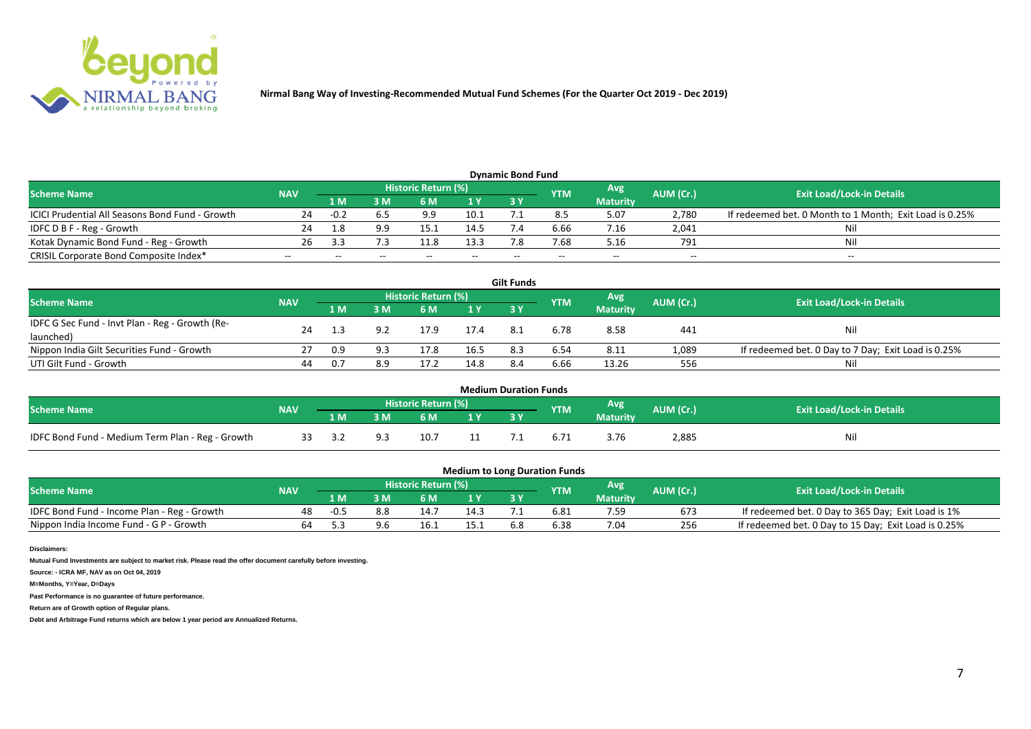Nirmal Bang Way of Investing-Recommended Mutual Fund Schemes (For the Quarter Oct 2019 - Dec 2019)

## Dynamic Bond Fund

| Scheme Name | NAV | Historic Return (%) | | | | | YTM | Avg Maturity | AUM (Cr.) | Exit Load/Lock-in Details |
|---|---|---|---|---|---|---|---|---|---|---|
| | | 1 M | 3 M | 6 M | 1 Y | 3 Y | | | | |
| ICICI Prudential All Seasons Bond Fund - Growth | 24 | -0.2 | 6.5 | 9.9 | 10.1 | 7.1 | 8.5 | 5.07 | 2,780 | If redeemed bet. 0 Month to 1 Month; Exit Load is 0.25% |
| IDFC D B F - Reg - Growth | 24 | 1.8 | 9.9 | 15.1 | 14.5 | 7.4 | 6.66 | 7.16 | 2,041 | Nil |
| Kotak Dynamic Bond Fund - Reg - Growth | 26 | 3.3 | 7.3 | 11.8 | 13.3 | 7.8 | 7.68 | 5.16 | 791 | Nil |
| CRISIL Corporate Bond Composite Index* | -- | -- | -- | -- | -- | -- | -- | -- | -- | -- |

## Gilt Funds

| Scheme Name | NAV | Historic Return (%) | | | | | YTM | Avg Maturity | AUM (Cr.) | Exit Load/Lock-in Details |
|---|---|---|---|---|---|---|---|---|---|---|
| | | 1 M | 3 M | 6 M | 1 Y | 3 Y | | | | |
| IDFC G Sec Fund - Invt Plan - Reg - Growth (Re-launched) | 24 | 1.3 | 9.2 | 17.9 | 17.4 | 8.1 | 6.78 | 8.58 | 441 | Nil |
| Nippon India Gilt Securities Fund - Growth | 27 | 0.9 | 9.3 | 17.8 | 16.5 | 8.3 | 6.54 | 8.11 | 1,089 | If redeemed bet. 0 Day to 7 Day; Exit Load is 0.25% |
| UTI Gilt Fund - Growth | 44 | 0.7 | 8.9 | 17.2 | 14.8 | 8.4 | 6.66 | 13.26 | 556 | Nil |

## Medium Duration Funds

| Scheme Name | NAV | Historic Return (%) | | | | | YTM | Avg Maturity | AUM (Cr.) | Exit Load/Lock-in Details |
|---|---|---|---|---|---|---|---|---|---|---|
| | | 1 M | 3 M | 6 M | 1 Y | 3 Y | | | | |
| IDFC Bond Fund - Medium Term Plan - Reg - Growth | 33 | 3.2 | 9.3 | 10.7 | 11 | 7.1 | 6.71 | 3.76 | 2,885 | Nil |

## Medium to Long Duration Funds

| Scheme Name | NAV | Historic Return (%) | | | | | YTM | Avg Maturity | AUM (Cr.) | Exit Load/Lock-in Details |
|---|---|---|---|---|---|---|---|---|---|---|
| | | 1 M | 3 M | 6 M | 1 Y | 3 Y | | | | |
| IDFC Bond Fund - Income Plan - Reg - Growth | 48 | -0.5 | 8.8 | 14.7 | 14.3 | 7.1 | 6.81 | 7.59 | 673 | If redeemed bet. 0 Day to 365 Day; Exit Load is 1% |
| Nippon India Income Fund - G P - Growth | 64 | 5.3 | 9.6 | 16.1 | 15.1 | 6.8 | 6.38 | 7.04 | 256 | If redeemed bet. 0 Day to 15 Day; Exit Load is 0.25% |

**Disclaimers:**

**Mutual Fund Investments are subject to market risk. Please read the offer document carefully before investing.**

**Source: - ICRA MF, NAV as on Oct 04, 2019**

**M=Months, Y=Year, D=Days**

**Past Performance is no guarantee of future performance.**

**Return are of Growth option of Regular plans.**

**Debt and Arbitrage Fund returns which are below 1 year period are Annualized Returns.**